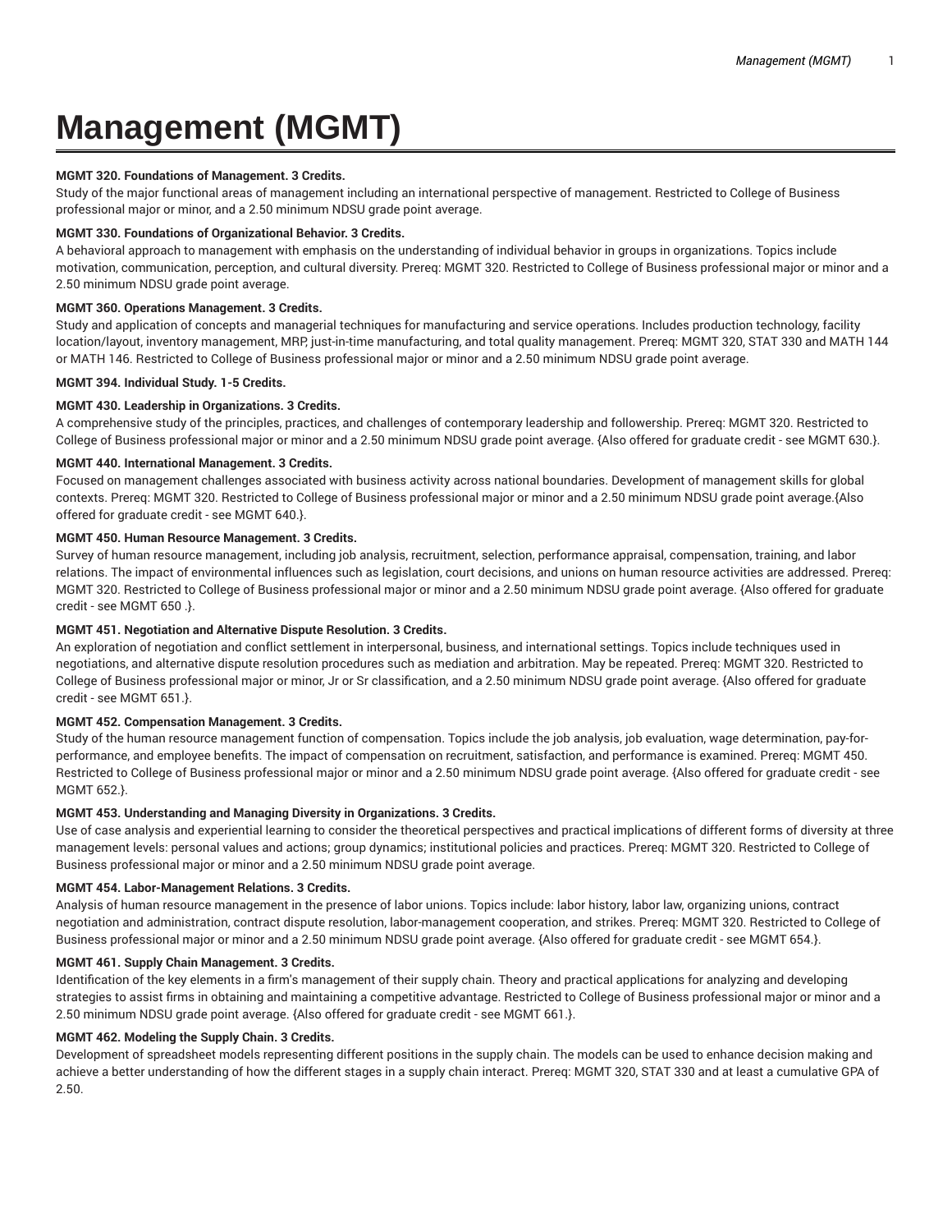# Management (MGMT)

**MGMT 320. Foundations of Management. 3 Credits.**

Study of the major functional areas of management including an international perspective of management. Restricted to College of Business professional major or minor, and a 2.50 minimum NDSU grade point average.

**MGMT 330. Foundations of Organizational Behavior. 3 Credits.**

A behavioral approach to management with emphasis on the understanding of individual behavior in groups in organizations. Topics include motivation, communication, perception, and cultural diversity. Prereq: MGMT 320. Restricted to College of Business professional major or minor and a 2.50 minimum NDSU grade point average.

**MGMT 360. Operations Management. 3 Credits.**

Study and application of concepts and managerial techniques for manufacturing and service operations. Includes production technology, facility location/layout, inventory management, MRP, just-in-time manufacturing, and total quality management. Prereq: MGMT 320, STAT 330 and MATH 144 or MATH 146. Restricted to College of Business professional major or minor and a 2.50 minimum NDSU grade point average.

**MGMT 394. Individual Study. 1-5 Credits.**

**MGMT 430. Leadership in Organizations. 3 Credits.**

A comprehensive study of the principles, practices, and challenges of contemporary leadership and followership. Prereq: MGMT 320. Restricted to College of Business professional major or minor and a 2.50 minimum NDSU grade point average. {Also offered for graduate credit - see MGMT 630.}.

**MGMT 440. International Management. 3 Credits.**

Focused on management challenges associated with business activity across national boundaries. Development of management skills for global contexts. Prereq: MGMT 320. Restricted to College of Business professional major or minor and a 2.50 minimum NDSU grade point average.{Also offered for graduate credit - see MGMT 640.}.

**MGMT 450. Human Resource Management. 3 Credits.**

Survey of human resource management, including job analysis, recruitment, selection, performance appraisal, compensation, training, and labor relations. The impact of environmental influences such as legislation, court decisions, and unions on human resource activities are addressed. Prereq: MGMT 320. Restricted to College of Business professional major or minor and a 2.50 minimum NDSU grade point average. {Also offered for graduate credit - see MGMT 650 .}.

**MGMT 451. Negotiation and Alternative Dispute Resolution. 3 Credits.**

An exploration of negotiation and conflict settlement in interpersonal, business, and international settings. Topics include techniques used in negotiations, and alternative dispute resolution procedures such as mediation and arbitration. May be repeated. Prereq: MGMT 320. Restricted to College of Business professional major or minor, Jr or Sr classification, and a 2.50 minimum NDSU grade point average. {Also offered for graduate credit - see MGMT 651.}.

**MGMT 452. Compensation Management. 3 Credits.**

Study of the human resource management function of compensation. Topics include the job analysis, job evaluation, wage determination, pay-for-performance, and employee benefits. The impact of compensation on recruitment, satisfaction, and performance is examined. Prereq: MGMT 450. Restricted to College of Business professional major or minor and a 2.50 minimum NDSU grade point average. {Also offered for graduate credit - see MGMT 652.}.

**MGMT 453. Understanding and Managing Diversity in Organizations. 3 Credits.**

Use of case analysis and experiential learning to consider the theoretical perspectives and practical implications of different forms of diversity at three management levels: personal values and actions; group dynamics; institutional policies and practices. Prereq: MGMT 320. Restricted to College of Business professional major or minor and a 2.50 minimum NDSU grade point average.

**MGMT 454. Labor-Management Relations. 3 Credits.**

Analysis of human resource management in the presence of labor unions. Topics include: labor history, labor law, organizing unions, contract negotiation and administration, contract dispute resolution, labor-management cooperation, and strikes. Prereq: MGMT 320. Restricted to College of Business professional major or minor and a 2.50 minimum NDSU grade point average. {Also offered for graduate credit - see MGMT 654.}.

**MGMT 461. Supply Chain Management. 3 Credits.**

Identification of the key elements in a firm's management of their supply chain. Theory and practical applications for analyzing and developing strategies to assist firms in obtaining and maintaining a competitive advantage. Restricted to College of Business professional major or minor and a 2.50 minimum NDSU grade point average. {Also offered for graduate credit - see MGMT 661.}.

**MGMT 462. Modeling the Supply Chain. 3 Credits.**

Development of spreadsheet models representing different positions in the supply chain. The models can be used to enhance decision making and achieve a better understanding of how the different stages in a supply chain interact. Prereq: MGMT 320, STAT 330 and at least a cumulative GPA of 2.50.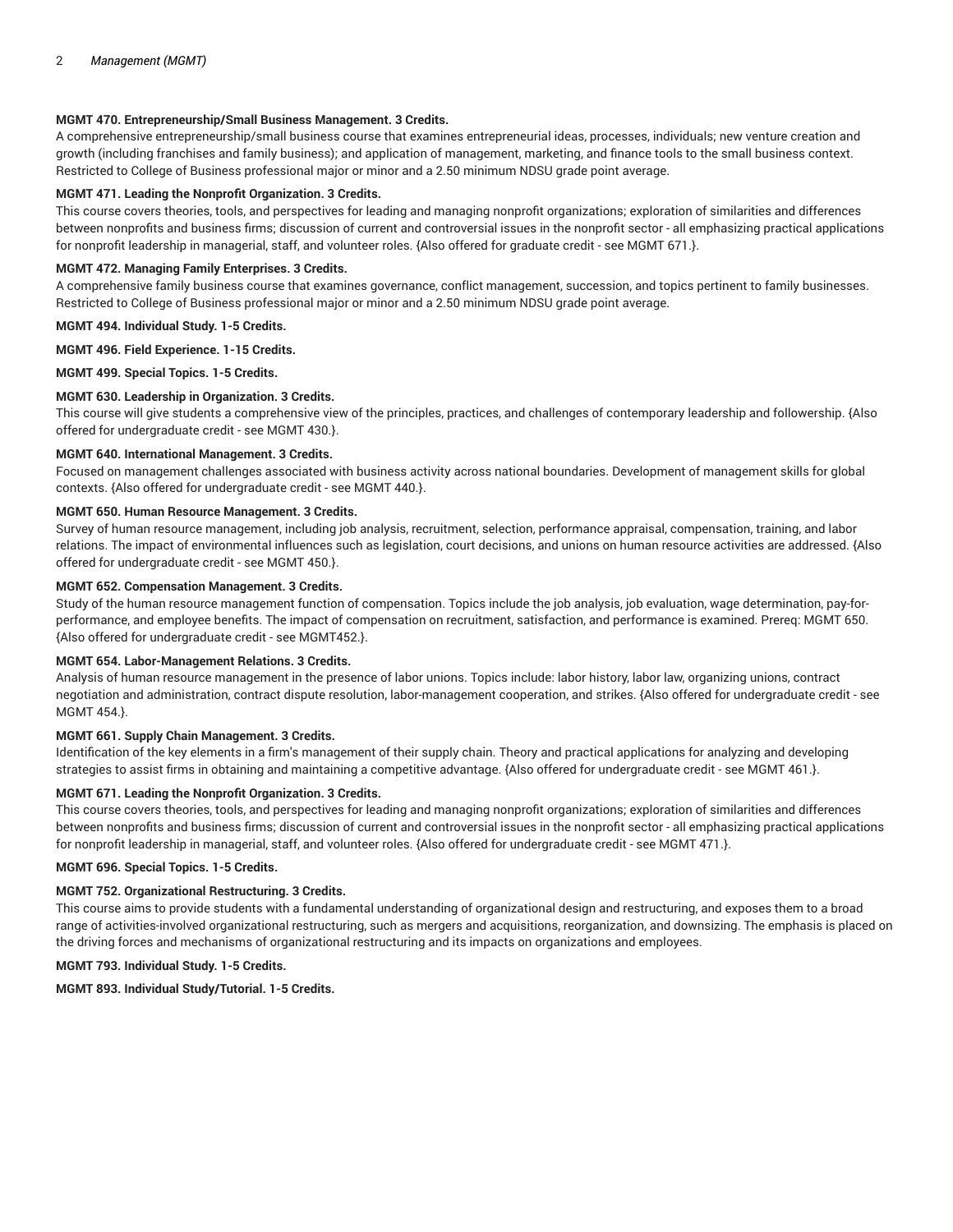**MGMT 470. Entrepreneurship/Small Business Management. 3 Credits.**
A comprehensive entrepreneurship/small business course that examines entrepreneurial ideas, processes, individuals; new venture creation and growth (including franchises and family business); and application of management, marketing, and finance tools to the small business context. Restricted to College of Business professional major or minor and a 2.50 minimum NDSU grade point average.

**MGMT 471. Leading the Nonprofit Organization. 3 Credits.**
This course covers theories, tools, and perspectives for leading and managing nonprofit organizations; exploration of similarities and differences between nonprofits and business firms; discussion of current and controversial issues in the nonprofit sector - all emphasizing practical applications for nonprofit leadership in managerial, staff, and volunteer roles. {Also offered for graduate credit - see MGMT 671.}.

**MGMT 472. Managing Family Enterprises. 3 Credits.**
A comprehensive family business course that examines governance, conflict management, succession, and topics pertinent to family businesses. Restricted to College of Business professional major or minor and a 2.50 minimum NDSU grade point average.

**MGMT 494. Individual Study. 1-5 Credits.**

**MGMT 496. Field Experience. 1-15 Credits.**

**MGMT 499. Special Topics. 1-5 Credits.**

**MGMT 630. Leadership in Organization. 3 Credits.**
This course will give students a comprehensive view of the principles, practices, and challenges of contemporary leadership and followership. {Also offered for undergraduate credit - see MGMT 430.}.

**MGMT 640. International Management. 3 Credits.**
Focused on management challenges associated with business activity across national boundaries. Development of management skills for global contexts. {Also offered for undergraduate credit - see MGMT 440.}.

**MGMT 650. Human Resource Management. 3 Credits.**
Survey of human resource management, including job analysis, recruitment, selection, performance appraisal, compensation, training, and labor relations. The impact of environmental influences such as legislation, court decisions, and unions on human resource activities are addressed. {Also offered for undergraduate credit - see MGMT 450.}.

**MGMT 652. Compensation Management. 3 Credits.**
Study of the human resource management function of compensation. Topics include the job analysis, job evaluation, wage determination, pay-for-performance, and employee benefits. The impact of compensation on recruitment, satisfaction, and performance is examined. Prereq: MGMT 650. {Also offered for undergraduate credit - see MGMT452.}.

**MGMT 654. Labor-Management Relations. 3 Credits.**
Analysis of human resource management in the presence of labor unions. Topics include: labor history, labor law, organizing unions, contract negotiation and administration, contract dispute resolution, labor-management cooperation, and strikes. {Also offered for undergraduate credit - see MGMT 454.}.

**MGMT 661. Supply Chain Management. 3 Credits.**
Identification of the key elements in a firm's management of their supply chain. Theory and practical applications for analyzing and developing strategies to assist firms in obtaining and maintaining a competitive advantage. {Also offered for undergraduate credit - see MGMT 461.}.

**MGMT 671. Leading the Nonprofit Organization. 3 Credits.**
This course covers theories, tools, and perspectives for leading and managing nonprofit organizations; exploration of similarities and differences between nonprofits and business firms; discussion of current and controversial issues in the nonprofit sector - all emphasizing practical applications for nonprofit leadership in managerial, staff, and volunteer roles. {Also offered for undergraduate credit - see MGMT 471.}.

**MGMT 696. Special Topics. 1-5 Credits.**

**MGMT 752. Organizational Restructuring. 3 Credits.**
This course aims to provide students with a fundamental understanding of organizational design and restructuring, and exposes them to a broad range of activities-involved organizational restructuring, such as mergers and acquisitions, reorganization, and downsizing. The emphasis is placed on the driving forces and mechanisms of organizational restructuring and its impacts on organizations and employees.

**MGMT 793. Individual Study. 1-5 Credits.**

**MGMT 893. Individual Study/Tutorial. 1-5 Credits.**